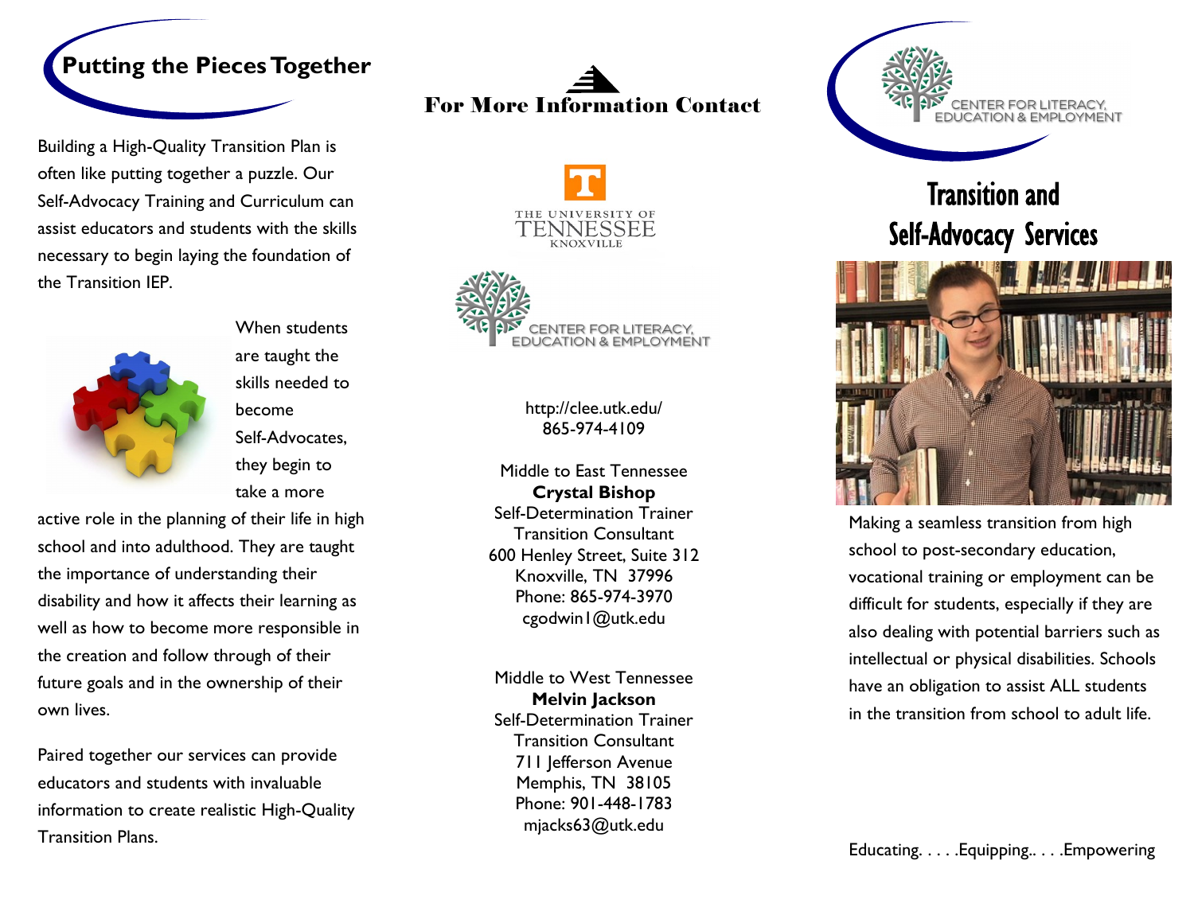## Putting the Pieces Together

Building a High-Quality Transition Plan is often like putting together a puzzle. Our Self-Advocacy Training and Curriculum can assist educators and students with the skills necessary to begin laying the foundation of the Transition IEP.

When students are taught the skills needed to become Self-Advocates, they begin to take a more active role in the planning of their life in high school and into adulthood. They are taught the importance of understanding their disability and how it affects their learning as well as how to become more responsible in the creation and follow through of their future goals and in the ownership of their own lives.

Paired together our services can provide educators and students with invaluable information to create realistic High-Quality Transition Plans.

## For More Information Contact

THE UNIVERSITY OF TENNESSEE KNOXVILLE

CENTER FOR LITERACY, EDUCATION & EMPLOYMENT

http://clee.utk.edu/
865-974-4109

Middle to East Tennessee
**Crystal Bishop**
Self-Determination Trainer
Transition Consultant
600 Henley Street, Suite 312
Knoxville, TN 37996
Phone: 865-974-3970
cgodwin1@utk.edu

Middle to West Tennessee
**Melvin Jackson**
Self-Determination Trainer
Transition Consultant
711 Jefferson Avenue
Memphis, TN 38105
Phone: 901-448-1783
mjacks63@utk.edu

CENTER FOR LITERACY, EDUCATION & EMPLOYMENT

# Transition and Self-Advocacy Services

Making a seamless transition from high school to post-secondary education, vocational training or employment can be difficult for students, especially if they are also dealing with potential barriers such as intellectual or physical disabilities. Schools have an obligation to assist ALL students in the transition from school to adult life.

Educating. . . . .Equipping.. . . .Empowering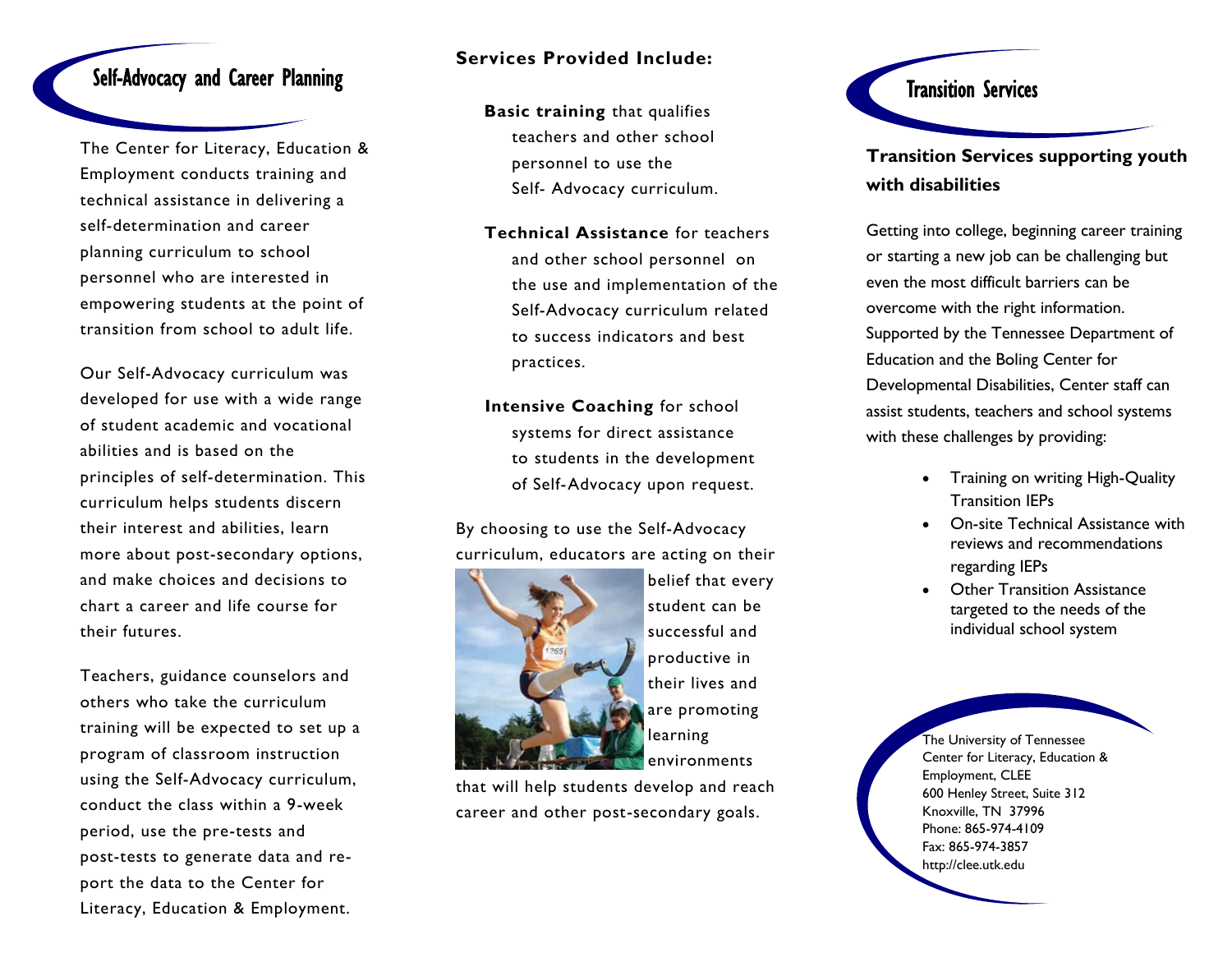## Self-Advocacy and Career Planning

The Center for Literacy, Education & Employment conducts training and technical assistance in delivering a self-determination and career planning curriculum to school personnel who are interested in empowering students at the point of transition from school to adult life.

Our Self-Advocacy curriculum was developed for use with a wide range of student academic and vocational abilities and is based on the principles of self-determination. This curriculum helps students discern their interest and abilities, learn more about post-secondary options, and make choices and decisions to chart a career and life course for their futures.

Teachers, guidance counselors and others who take the curriculum training will be expected to set up a program of classroom instruction using the Self-Advocacy curriculum, conduct the class within a 9-week period, use the pre-tests and post-tests to generate data and report the data to the Center for Literacy, Education & Employment.

**Services Provided Include:**

**Basic training** that qualifies teachers and other school personnel to use the Self- Advocacy curriculum.

**Technical Assistance** for teachers and other school personnel on the use and implementation of the Self-Advocacy curriculum related to success indicators and best practices.

**Intensive Coaching** for school systems for direct assistance to students in the development of Self-Advocacy upon request.

By choosing to use the Self-Advocacy curriculum, educators are acting on their belief that every student can be successful and productive in their lives and are promoting learning environments that will help students develop and reach career and other post-secondary goals.

## Transition Services

**Transition Services supporting youth with disabilities**

Getting into college, beginning career training or starting a new job can be challenging but even the most difficult barriers can be overcome with the right information. Supported by the Tennessee Department of Education and the Boling Center for Developmental Disabilities, Center staff can assist students, teachers and school systems with these challenges by providing:

- Training on writing High-Quality Transition IEPs
- On-site Technical Assistance with reviews and recommendations regarding IEPs
- Other Transition Assistance targeted to the needs of the individual school system

The University of Tennessee
Center for Literacy, Education & Employment, CLEE
600 Henley Street, Suite 312
Knoxville, TN 37996
Phone: 865-974-4109
Fax: 865-974-3857
http://clee.utk.edu